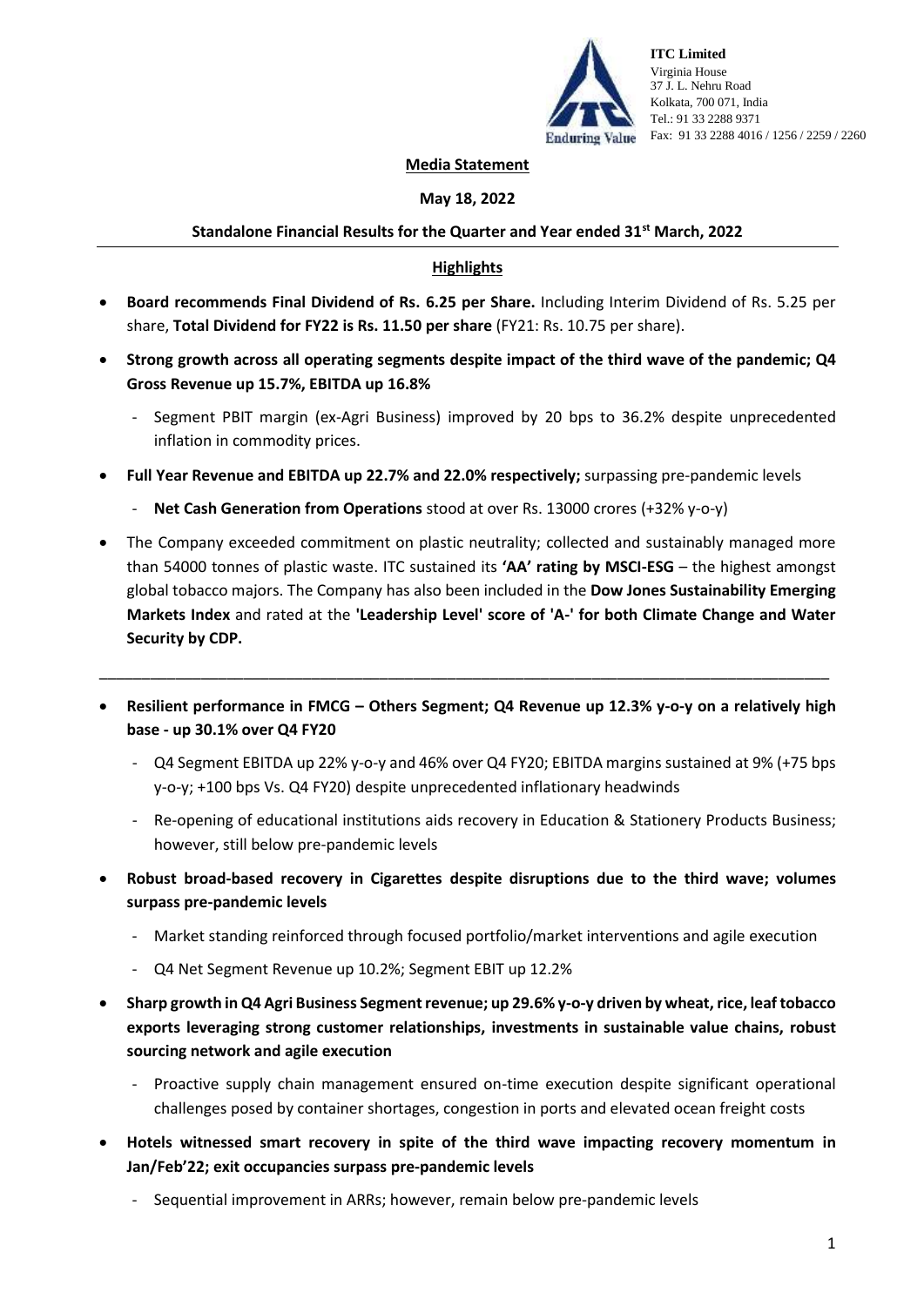**ITC Limited**
Virginia House
37 J. L. Nehru Road
Kolkata, 700 071, India
Tel.: 91 33 2288 9371
Fax: 91 33 2288 4016 / 1256 / 2259 / 2260

**Media Statement**

**May 18, 2022**

**Standalone Financial Results for the Quarter and Year ended 31st March, 2022**

**Highlights**

- **Board recommends Final Dividend of Rs. 6.25 per Share.** Including Interim Dividend of Rs. 5.25 per share, **Total Dividend for FY22 is Rs. 11.50 per share** (FY21: Rs. 10.75 per share).
- **Strong growth across all operating segments despite impact of the third wave of the pandemic; Q4 Gross Revenue up 15.7%, EBITDA up 16.8%**
  - Segment PBIT margin (ex-Agri Business) improved by 20 bps to 36.2% despite unprecedented inflation in commodity prices.
- **Full Year Revenue and EBITDA up 22.7% and 22.0% respectively;** surpassing pre-pandemic levels
  - **Net Cash Generation from Operations** stood at over Rs. 13000 crores (+32% y-o-y)
- The Company exceeded commitment on plastic neutrality; collected and sustainably managed more than 54000 tonnes of plastic waste. ITC sustained its **'AA' rating by MSCI-ESG** – the highest amongst global tobacco majors. The Company has also been included in the **Dow Jones Sustainability Emerging Markets Index** and rated at the **'Leadership Level' score of 'A-' for both Climate Change and Water Security by CDP.**

---

- **Resilient performance in FMCG – Others Segment; Q4 Revenue up 12.3% y-o-y on a relatively high base - up 30.1% over Q4 FY20**
  - Q4 Segment EBITDA up 22% y-o-y and 46% over Q4 FY20; EBITDA margins sustained at 9% (+75 bps y-o-y; +100 bps Vs. Q4 FY20) despite unprecedented inflationary headwinds
  - Re-opening of educational institutions aids recovery in Education & Stationery Products Business; however, still below pre-pandemic levels
- **Robust broad-based recovery in Cigarettes despite disruptions due to the third wave; volumes surpass pre-pandemic levels**
  - Market standing reinforced through focused portfolio/market interventions and agile execution
  - Q4 Net Segment Revenue up 10.2%; Segment EBIT up 12.2%
- **Sharp growth in Q4 Agri Business Segment revenue; up 29.6% y-o-y driven by wheat, rice, leaf tobacco exports leveraging strong customer relationships, investments in sustainable value chains, robust sourcing network and agile execution**
  - Proactive supply chain management ensured on-time execution despite significant operational challenges posed by container shortages, congestion in ports and elevated ocean freight costs
- **Hotels witnessed smart recovery in spite of the third wave impacting recovery momentum in Jan/Feb'22; exit occupancies surpass pre-pandemic levels**
  - Sequential improvement in ARRs; however, remain below pre-pandemic levels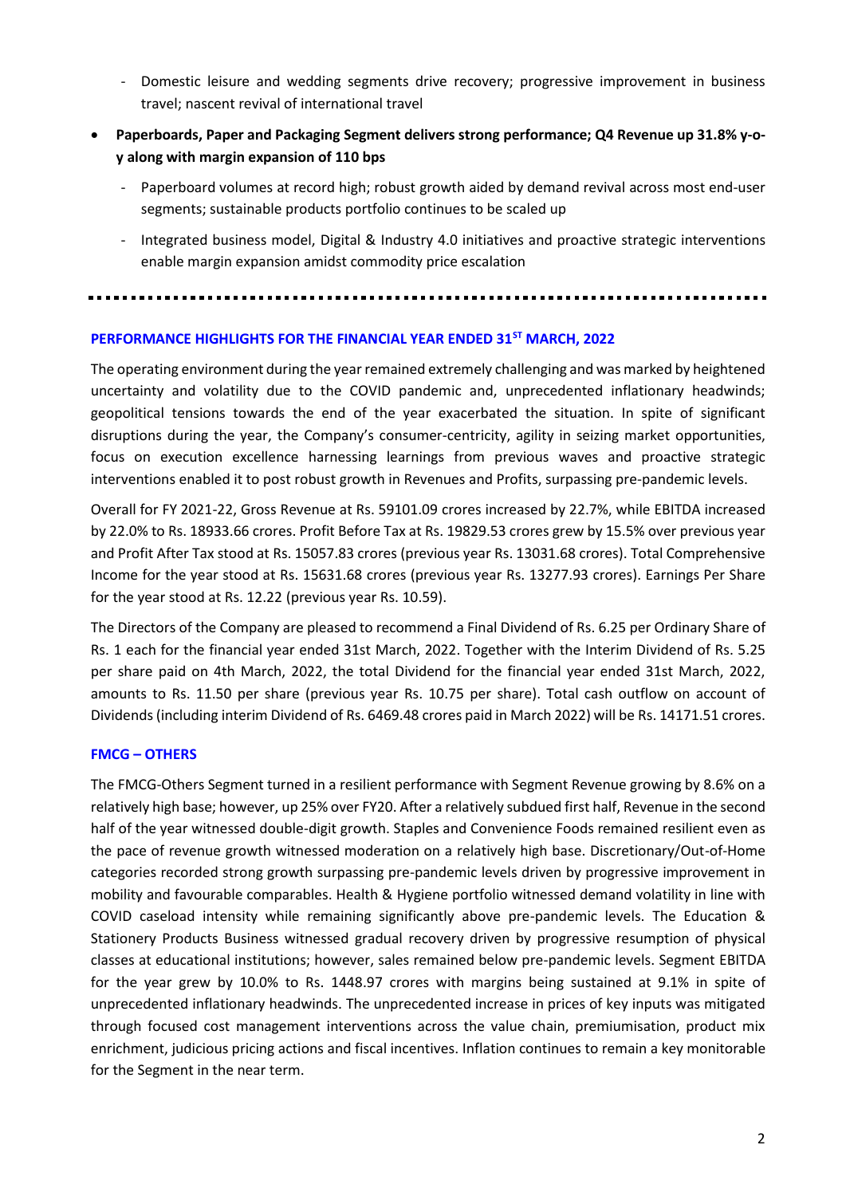- Domestic leisure and wedding segments drive recovery; progressive improvement in business travel; nascent revival of international travel

- **Paperboards, Paper and Packaging Segment delivers strong performance; Q4 Revenue up 31.8% y-o-y along with margin expansion of 110 bps**
  - Paperboard volumes at record high; robust growth aided by demand revival across most end-user segments; sustainable products portfolio continues to be scaled up
  - Integrated business model, Digital & Industry 4.0 initiatives and proactive strategic interventions enable margin expansion amidst commodity price escalation

---

## PERFORMANCE HIGHLIGHTS FOR THE FINANCIAL YEAR ENDED 31ST MARCH, 2022

The operating environment during the year remained extremely challenging and was marked by heightened uncertainty and volatility due to the COVID pandemic and, unprecedented inflationary headwinds; geopolitical tensions towards the end of the year exacerbated the situation. In spite of significant disruptions during the year, the Company's consumer-centricity, agility in seizing market opportunities, focus on execution excellence harnessing learnings from previous waves and proactive strategic interventions enabled it to post robust growth in Revenues and Profits, surpassing pre-pandemic levels.

Overall for FY 2021-22, Gross Revenue at Rs. 59101.09 crores increased by 22.7%, while EBITDA increased by 22.0% to Rs. 18933.66 crores. Profit Before Tax at Rs. 19829.53 crores grew by 15.5% over previous year and Profit After Tax stood at Rs. 15057.83 crores (previous year Rs. 13031.68 crores). Total Comprehensive Income for the year stood at Rs. 15631.68 crores (previous year Rs. 13277.93 crores). Earnings Per Share for the year stood at Rs. 12.22 (previous year Rs. 10.59).

The Directors of the Company are pleased to recommend a Final Dividend of Rs. 6.25 per Ordinary Share of Rs. 1 each for the financial year ended 31st March, 2022. Together with the Interim Dividend of Rs. 5.25 per share paid on 4th March, 2022, the total Dividend for the financial year ended 31st March, 2022, amounts to Rs. 11.50 per share (previous year Rs. 10.75 per share). Total cash outflow on account of Dividends (including interim Dividend of Rs. 6469.48 crores paid in March 2022) will be Rs. 14171.51 crores.

## FMCG – OTHERS

The FMCG-Others Segment turned in a resilient performance with Segment Revenue growing by 8.6% on a relatively high base; however, up 25% over FY20. After a relatively subdued first half, Revenue in the second half of the year witnessed double-digit growth. Staples and Convenience Foods remained resilient even as the pace of revenue growth witnessed moderation on a relatively high base. Discretionary/Out-of-Home categories recorded strong growth surpassing pre-pandemic levels driven by progressive improvement in mobility and favourable comparables. Health & Hygiene portfolio witnessed demand volatility in line with COVID caseload intensity while remaining significantly above pre-pandemic levels. The Education & Stationery Products Business witnessed gradual recovery driven by progressive resumption of physical classes at educational institutions; however, sales remained below pre-pandemic levels. Segment EBITDA for the year grew by 10.0% to Rs. 1448.97 crores with margins being sustained at 9.1% in spite of unprecedented inflationary headwinds. The unprecedented increase in prices of key inputs was mitigated through focused cost management interventions across the value chain, premiumisation, product mix enrichment, judicious pricing actions and fiscal incentives. Inflation continues to remain a key monitorable for the Segment in the near term.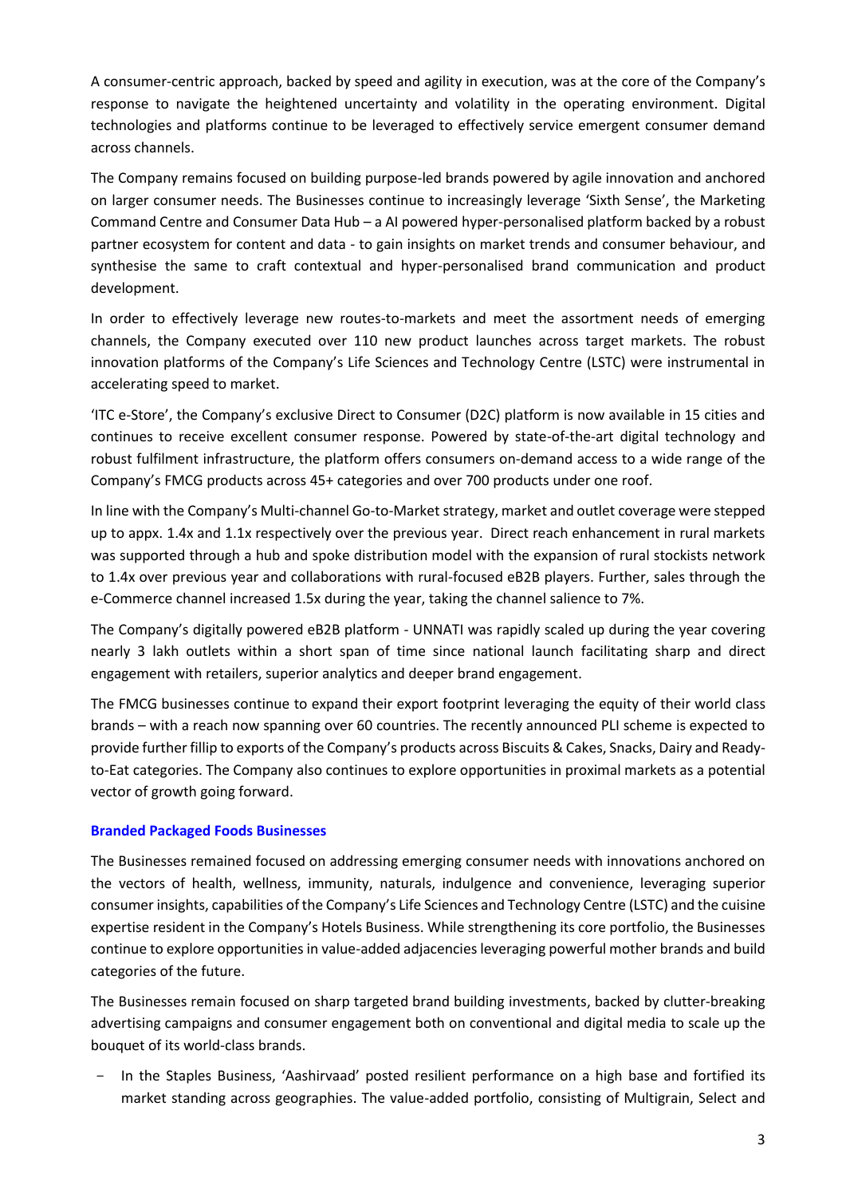A consumer-centric approach, backed by speed and agility in execution, was at the core of the Company's response to navigate the heightened uncertainty and volatility in the operating environment. Digital technologies and platforms continue to be leveraged to effectively service emergent consumer demand across channels.

The Company remains focused on building purpose-led brands powered by agile innovation and anchored on larger consumer needs. The Businesses continue to increasingly leverage 'Sixth Sense', the Marketing Command Centre and Consumer Data Hub – a AI powered hyper-personalised platform backed by a robust partner ecosystem for content and data - to gain insights on market trends and consumer behaviour, and synthesise the same to craft contextual and hyper-personalised brand communication and product development.

In order to effectively leverage new routes-to-markets and meet the assortment needs of emerging channels, the Company executed over 110 new product launches across target markets. The robust innovation platforms of the Company's Life Sciences and Technology Centre (LSTC) were instrumental in accelerating speed to market.

'ITC e-Store', the Company's exclusive Direct to Consumer (D2C) platform is now available in 15 cities and continues to receive excellent consumer response. Powered by state-of-the-art digital technology and robust fulfilment infrastructure, the platform offers consumers on-demand access to a wide range of the Company's FMCG products across 45+ categories and over 700 products under one roof.

In line with the Company's Multi-channel Go-to-Market strategy, market and outlet coverage were stepped up to appx. 1.4x and 1.1x respectively over the previous year. Direct reach enhancement in rural markets was supported through a hub and spoke distribution model with the expansion of rural stockists network to 1.4x over previous year and collaborations with rural-focused eB2B players. Further, sales through the e-Commerce channel increased 1.5x during the year, taking the channel salience to 7%.

The Company's digitally powered eB2B platform - UNNATI was rapidly scaled up during the year covering nearly 3 lakh outlets within a short span of time since national launch facilitating sharp and direct engagement with retailers, superior analytics and deeper brand engagement.

The FMCG businesses continue to expand their export footprint leveraging the equity of their world class brands – with a reach now spanning over 60 countries. The recently announced PLI scheme is expected to provide further fillip to exports of the Company's products across Biscuits & Cakes, Snacks, Dairy and Ready-to-Eat categories. The Company also continues to explore opportunities in proximal markets as a potential vector of growth going forward.

## Branded Packaged Foods Businesses

The Businesses remained focused on addressing emerging consumer needs with innovations anchored on the vectors of health, wellness, immunity, naturals, indulgence and convenience, leveraging superior consumer insights, capabilities of the Company's Life Sciences and Technology Centre (LSTC) and the cuisine expertise resident in the Company's Hotels Business. While strengthening its core portfolio, the Businesses continue to explore opportunities in value-added adjacencies leveraging powerful mother brands and build categories of the future.

The Businesses remain focused on sharp targeted brand building investments, backed by clutter-breaking advertising campaigns and consumer engagement both on conventional and digital media to scale up the bouquet of its world-class brands.

- In the Staples Business, 'Aashirvaad' posted resilient performance on a high base and fortified its market standing across geographies. The value-added portfolio, consisting of Multigrain, Select and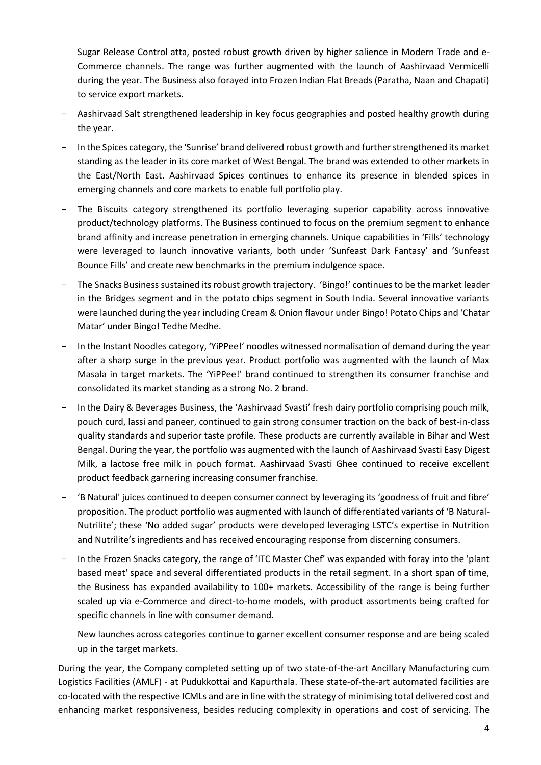Sugar Release Control atta, posted robust growth driven by higher salience in Modern Trade and e-Commerce channels. The range was further augmented with the launch of Aashirvaad Vermicelli during the year. The Business also forayed into Frozen Indian Flat Breads (Paratha, Naan and Chapati) to service export markets.

- Aashirvaad Salt strengthened leadership in key focus geographies and posted healthy growth during the year.
- In the Spices category, the 'Sunrise' brand delivered robust growth and further strengthened its market standing as the leader in its core market of West Bengal. The brand was extended to other markets in the East/North East. Aashirvaad Spices continues to enhance its presence in blended spices in emerging channels and core markets to enable full portfolio play.
- The Biscuits category strengthened its portfolio leveraging superior capability across innovative product/technology platforms. The Business continued to focus on the premium segment to enhance brand affinity and increase penetration in emerging channels. Unique capabilities in 'Fills' technology were leveraged to launch innovative variants, both under 'Sunfeast Dark Fantasy' and 'Sunfeast Bounce Fills' and create new benchmarks in the premium indulgence space.
- The Snacks Business sustained its robust growth trajectory. 'Bingo!' continues to be the market leader in the Bridges segment and in the potato chips segment in South India. Several innovative variants were launched during the year including Cream & Onion flavour under Bingo! Potato Chips and 'Chatar Matar' under Bingo! Tedhe Medhe.
- In the Instant Noodles category, 'YiPPee!' noodles witnessed normalisation of demand during the year after a sharp surge in the previous year. Product portfolio was augmented with the launch of Max Masala in target markets. The 'YiPPee!' brand continued to strengthen its consumer franchise and consolidated its market standing as a strong No. 2 brand.
- In the Dairy & Beverages Business, the 'Aashirvaad Svasti' fresh dairy portfolio comprising pouch milk, pouch curd, lassi and paneer, continued to gain strong consumer traction on the back of best-in-class quality standards and superior taste profile. These products are currently available in Bihar and West Bengal. During the year, the portfolio was augmented with the launch of Aashirvaad Svasti Easy Digest Milk, a lactose free milk in pouch format. Aashirvaad Svasti Ghee continued to receive excellent product feedback garnering increasing consumer franchise.
- 'B Natural' juices continued to deepen consumer connect by leveraging its 'goodness of fruit and fibre' proposition. The product portfolio was augmented with launch of differentiated variants of 'B Natural-Nutrilite'; these 'No added sugar' products were developed leveraging LSTC's expertise in Nutrition and Nutrilite's ingredients and has received encouraging response from discerning consumers.
- In the Frozen Snacks category, the range of 'ITC Master Chef' was expanded with foray into the 'plant based meat' space and several differentiated products in the retail segment. In a short span of time, the Business has expanded availability to 100+ markets. Accessibility of the range is being further scaled up via e-Commerce and direct-to-home models, with product assortments being crafted for specific channels in line with consumer demand.

  New launches across categories continue to garner excellent consumer response and are being scaled up in the target markets.

During the year, the Company completed setting up of two state-of-the-art Ancillary Manufacturing cum Logistics Facilities (AMLF) - at Pudukkottai and Kapurthala. These state-of-the-art automated facilities are co-located with the respective ICMLs and are in line with the strategy of minimising total delivered cost and enhancing market responsiveness, besides reducing complexity in operations and cost of servicing. The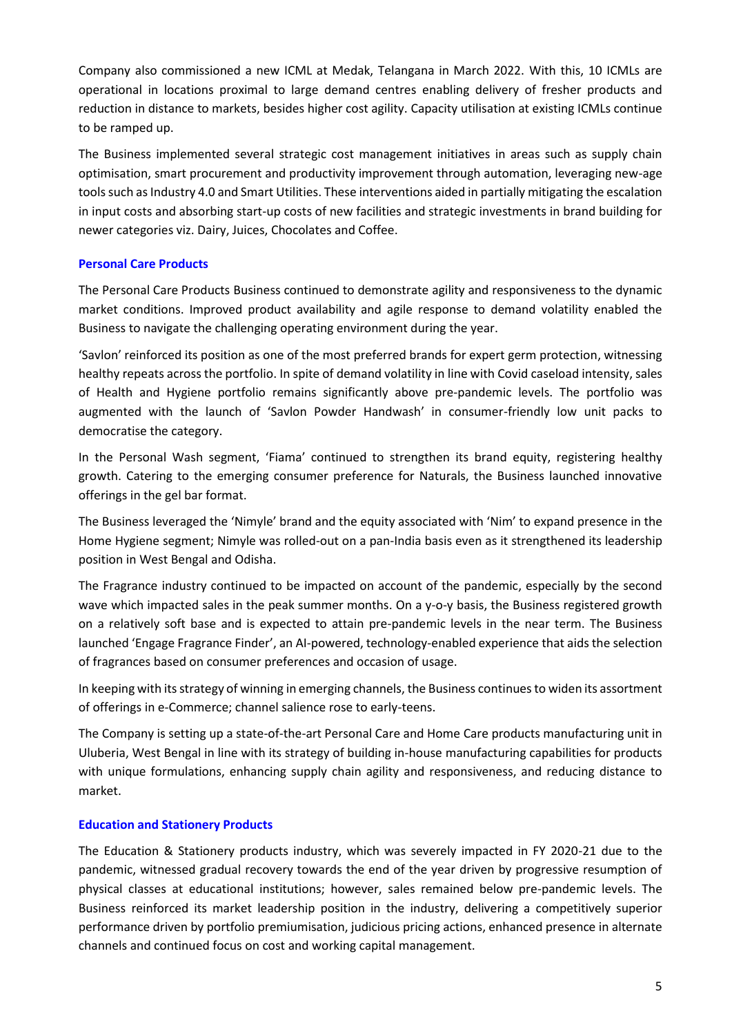Company also commissioned a new ICML at Medak, Telangana in March 2022. With this, 10 ICMLs are operational in locations proximal to large demand centres enabling delivery of fresher products and reduction in distance to markets, besides higher cost agility. Capacity utilisation at existing ICMLs continue to be ramped up.

The Business implemented several strategic cost management initiatives in areas such as supply chain optimisation, smart procurement and productivity improvement through automation, leveraging new-age tools such as Industry 4.0 and Smart Utilities. These interventions aided in partially mitigating the escalation in input costs and absorbing start-up costs of new facilities and strategic investments in brand building for newer categories viz. Dairy, Juices, Chocolates and Coffee.

### Personal Care Products

The Personal Care Products Business continued to demonstrate agility and responsiveness to the dynamic market conditions. Improved product availability and agile response to demand volatility enabled the Business to navigate the challenging operating environment during the year.

'Savlon' reinforced its position as one of the most preferred brands for expert germ protection, witnessing healthy repeats across the portfolio. In spite of demand volatility in line with Covid caseload intensity, sales of Health and Hygiene portfolio remains significantly above pre-pandemic levels. The portfolio was augmented with the launch of 'Savlon Powder Handwash' in consumer-friendly low unit packs to democratise the category.

In the Personal Wash segment, 'Fiama' continued to strengthen its brand equity, registering healthy growth. Catering to the emerging consumer preference for Naturals, the Business launched innovative offerings in the gel bar format.

The Business leveraged the 'Nimyle' brand and the equity associated with 'Nim' to expand presence in the Home Hygiene segment; Nimyle was rolled-out on a pan-India basis even as it strengthened its leadership position in West Bengal and Odisha.

The Fragrance industry continued to be impacted on account of the pandemic, especially by the second wave which impacted sales in the peak summer months. On a y-o-y basis, the Business registered growth on a relatively soft base and is expected to attain pre-pandemic levels in the near term. The Business launched 'Engage Fragrance Finder', an AI-powered, technology-enabled experience that aids the selection of fragrances based on consumer preferences and occasion of usage.

In keeping with its strategy of winning in emerging channels, the Business continues to widen its assortment of offerings in e-Commerce; channel salience rose to early-teens.

The Company is setting up a state-of-the-art Personal Care and Home Care products manufacturing unit in Uluberia, West Bengal in line with its strategy of building in-house manufacturing capabilities for products with unique formulations, enhancing supply chain agility and responsiveness, and reducing distance to market.

### Education and Stationery Products

The Education & Stationery products industry, which was severely impacted in FY 2020-21 due to the pandemic, witnessed gradual recovery towards the end of the year driven by progressive resumption of physical classes at educational institutions; however, sales remained below pre-pandemic levels. The Business reinforced its market leadership position in the industry, delivering a competitively superior performance driven by portfolio premiumisation, judicious pricing actions, enhanced presence in alternate channels and continued focus on cost and working capital management.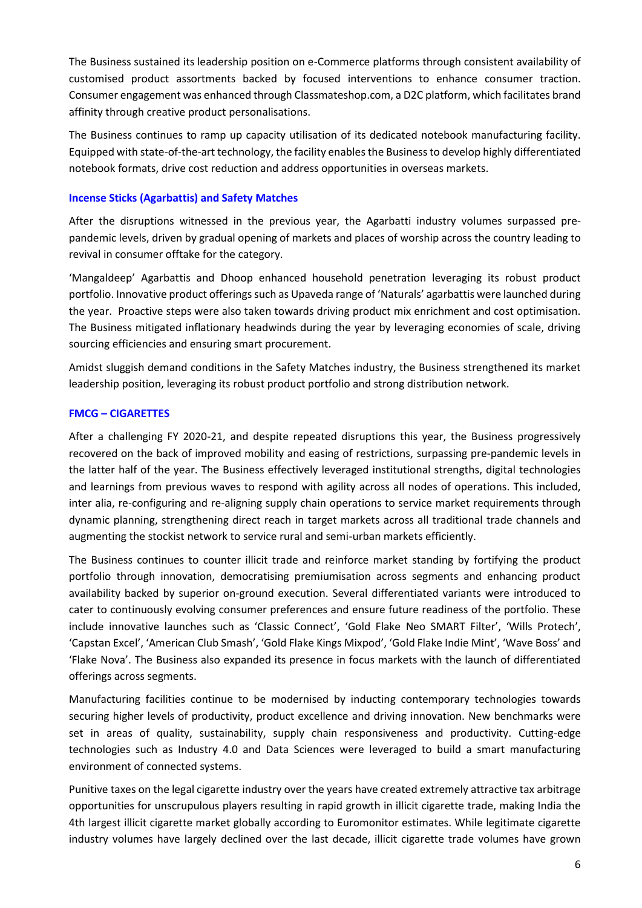The Business sustained its leadership position on e-Commerce platforms through consistent availability of customised product assortments backed by focused interventions to enhance consumer traction. Consumer engagement was enhanced through Classmateshop.com, a D2C platform, which facilitates brand affinity through creative product personalisations.

The Business continues to ramp up capacity utilisation of its dedicated notebook manufacturing facility. Equipped with state-of-the-art technology, the facility enables the Business to develop highly differentiated notebook formats, drive cost reduction and address opportunities in overseas markets.

### Incense Sticks (Agarbattis) and Safety Matches

After the disruptions witnessed in the previous year, the Agarbatti industry volumes surpassed pre-pandemic levels, driven by gradual opening of markets and places of worship across the country leading to revival in consumer offtake for the category.

'Mangaldeep' Agarbattis and Dhoop enhanced household penetration leveraging its robust product portfolio. Innovative product offerings such as Upaveda range of 'Naturals' agarbattis were launched during the year. Proactive steps were also taken towards driving product mix enrichment and cost optimisation. The Business mitigated inflationary headwinds during the year by leveraging economies of scale, driving sourcing efficiencies and ensuring smart procurement.

Amidst sluggish demand conditions in the Safety Matches industry, the Business strengthened its market leadership position, leveraging its robust product portfolio and strong distribution network.

## FMCG – CIGARETTES

After a challenging FY 2020-21, and despite repeated disruptions this year, the Business progressively recovered on the back of improved mobility and easing of restrictions, surpassing pre-pandemic levels in the latter half of the year. The Business effectively leveraged institutional strengths, digital technologies and learnings from previous waves to respond with agility across all nodes of operations. This included, inter alia, re-configuring and re-aligning supply chain operations to service market requirements through dynamic planning, strengthening direct reach in target markets across all traditional trade channels and augmenting the stockist network to service rural and semi-urban markets efficiently.

The Business continues to counter illicit trade and reinforce market standing by fortifying the product portfolio through innovation, democratising premiumisation across segments and enhancing product availability backed by superior on-ground execution. Several differentiated variants were introduced to cater to continuously evolving consumer preferences and ensure future readiness of the portfolio. These include innovative launches such as 'Classic Connect', 'Gold Flake Neo SMART Filter', 'Wills Protech', 'Capstan Excel', 'American Club Smash', 'Gold Flake Kings Mixpod', 'Gold Flake Indie Mint', 'Wave Boss' and 'Flake Nova'. The Business also expanded its presence in focus markets with the launch of differentiated offerings across segments.

Manufacturing facilities continue to be modernised by inducting contemporary technologies towards securing higher levels of productivity, product excellence and driving innovation. New benchmarks were set in areas of quality, sustainability, supply chain responsiveness and productivity. Cutting-edge technologies such as Industry 4.0 and Data Sciences were leveraged to build a smart manufacturing environment of connected systems.

Punitive taxes on the legal cigarette industry over the years have created extremely attractive tax arbitrage opportunities for unscrupulous players resulting in rapid growth in illicit cigarette trade, making India the 4th largest illicit cigarette market globally according to Euromonitor estimates. While legitimate cigarette industry volumes have largely declined over the last decade, illicit cigarette trade volumes have grown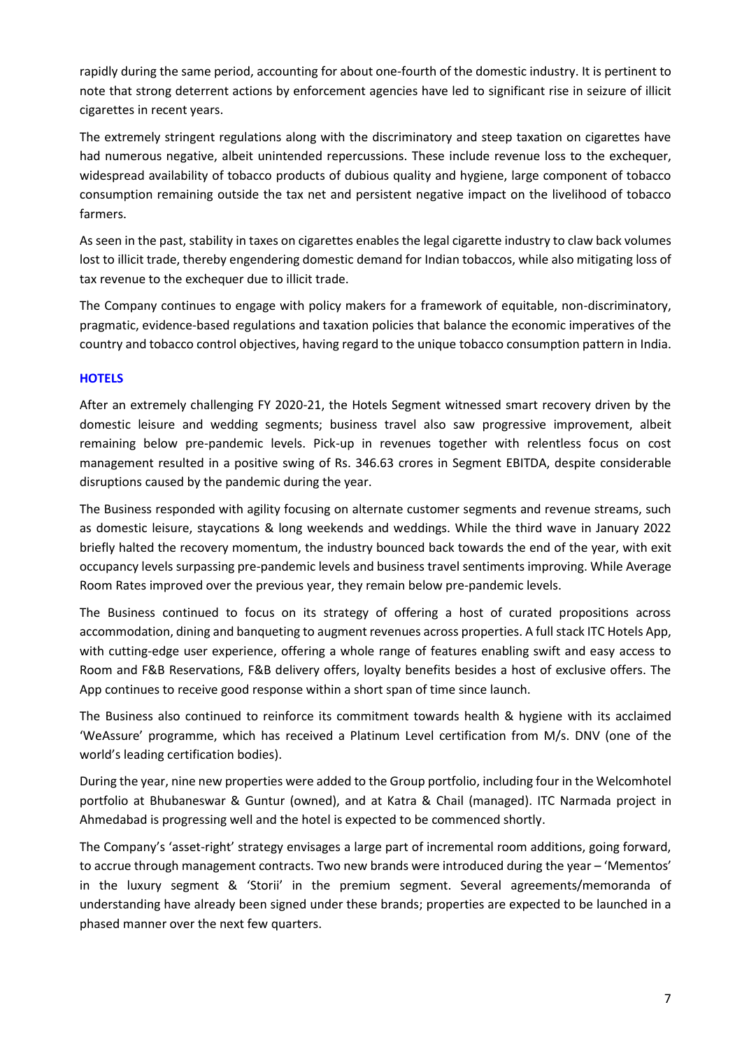rapidly during the same period, accounting for about one-fourth of the domestic industry. It is pertinent to note that strong deterrent actions by enforcement agencies have led to significant rise in seizure of illicit cigarettes in recent years.

The extremely stringent regulations along with the discriminatory and steep taxation on cigarettes have had numerous negative, albeit unintended repercussions. These include revenue loss to the exchequer, widespread availability of tobacco products of dubious quality and hygiene, large component of tobacco consumption remaining outside the tax net and persistent negative impact on the livelihood of tobacco farmers.

As seen in the past, stability in taxes on cigarettes enables the legal cigarette industry to claw back volumes lost to illicit trade, thereby engendering domestic demand for Indian tobaccos, while also mitigating loss of tax revenue to the exchequer due to illicit trade.

The Company continues to engage with policy makers for a framework of equitable, non-discriminatory, pragmatic, evidence-based regulations and taxation policies that balance the economic imperatives of the country and tobacco control objectives, having regard to the unique tobacco consumption pattern in India.

## HOTELS

After an extremely challenging FY 2020-21, the Hotels Segment witnessed smart recovery driven by the domestic leisure and wedding segments; business travel also saw progressive improvement, albeit remaining below pre-pandemic levels. Pick-up in revenues together with relentless focus on cost management resulted in a positive swing of Rs. 346.63 crores in Segment EBITDA, despite considerable disruptions caused by the pandemic during the year.

The Business responded with agility focusing on alternate customer segments and revenue streams, such as domestic leisure, staycations & long weekends and weddings. While the third wave in January 2022 briefly halted the recovery momentum, the industry bounced back towards the end of the year, with exit occupancy levels surpassing pre-pandemic levels and business travel sentiments improving. While Average Room Rates improved over the previous year, they remain below pre-pandemic levels.

The Business continued to focus on its strategy of offering a host of curated propositions across accommodation, dining and banqueting to augment revenues across properties. A full stack ITC Hotels App, with cutting-edge user experience, offering a whole range of features enabling swift and easy access to Room and F&B Reservations, F&B delivery offers, loyalty benefits besides a host of exclusive offers. The App continues to receive good response within a short span of time since launch.

The Business also continued to reinforce its commitment towards health & hygiene with its acclaimed 'WeAssure' programme, which has received a Platinum Level certification from M/s. DNV (one of the world's leading certification bodies).

During the year, nine new properties were added to the Group portfolio, including four in the Welcomhotel portfolio at Bhubaneswar & Guntur (owned), and at Katra & Chail (managed). ITC Narmada project in Ahmedabad is progressing well and the hotel is expected to be commenced shortly.

The Company's 'asset-right' strategy envisages a large part of incremental room additions, going forward, to accrue through management contracts. Two new brands were introduced during the year – 'Mementos' in the luxury segment & 'Storii' in the premium segment. Several agreements/memoranda of understanding have already been signed under these brands; properties are expected to be launched in a phased manner over the next few quarters.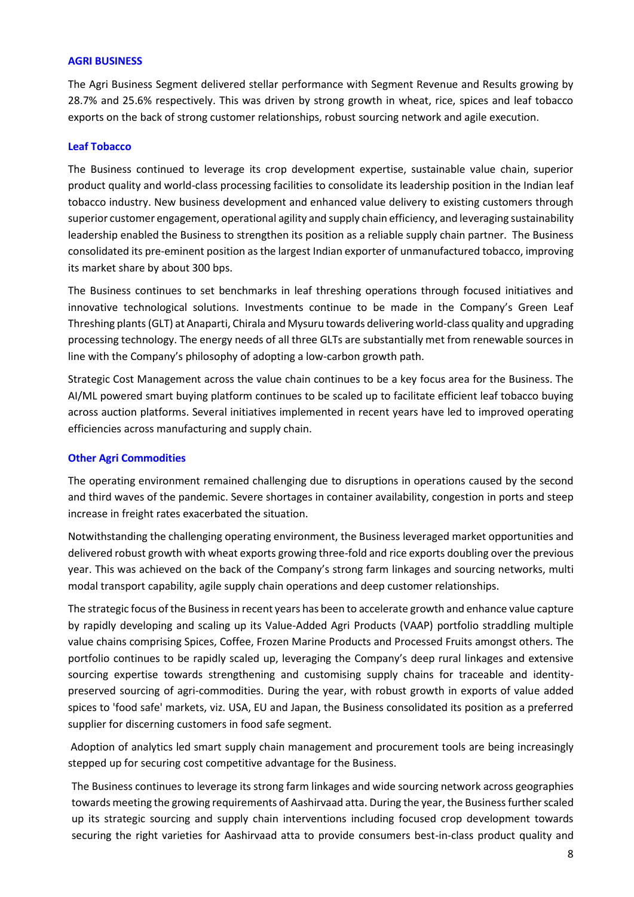## AGRI BUSINESS

The Agri Business Segment delivered stellar performance with Segment Revenue and Results growing by 28.7% and 25.6% respectively. This was driven by strong growth in wheat, rice, spices and leaf tobacco exports on the back of strong customer relationships, robust sourcing network and agile execution.

### Leaf Tobacco

The Business continued to leverage its crop development expertise, sustainable value chain, superior product quality and world-class processing facilities to consolidate its leadership position in the Indian leaf tobacco industry. New business development and enhanced value delivery to existing customers through superior customer engagement, operational agility and supply chain efficiency, and leveraging sustainability leadership enabled the Business to strengthen its position as a reliable supply chain partner. The Business consolidated its pre-eminent position as the largest Indian exporter of unmanufactured tobacco, improving its market share by about 300 bps.

The Business continues to set benchmarks in leaf threshing operations through focused initiatives and innovative technological solutions. Investments continue to be made in the Company's Green Leaf Threshing plants (GLT) at Anaparti, Chirala and Mysuru towards delivering world-class quality and upgrading processing technology. The energy needs of all three GLTs are substantially met from renewable sources in line with the Company's philosophy of adopting a low-carbon growth path.

Strategic Cost Management across the value chain continues to be a key focus area for the Business. The AI/ML powered smart buying platform continues to be scaled up to facilitate efficient leaf tobacco buying across auction platforms. Several initiatives implemented in recent years have led to improved operating efficiencies across manufacturing and supply chain.

### Other Agri Commodities

The operating environment remained challenging due to disruptions in operations caused by the second and third waves of the pandemic. Severe shortages in container availability, congestion in ports and steep increase in freight rates exacerbated the situation.

Notwithstanding the challenging operating environment, the Business leveraged market opportunities and delivered robust growth with wheat exports growing three-fold and rice exports doubling over the previous year. This was achieved on the back of the Company's strong farm linkages and sourcing networks, multi modal transport capability, agile supply chain operations and deep customer relationships.

The strategic focus of the Business in recent years has been to accelerate growth and enhance value capture by rapidly developing and scaling up its Value-Added Agri Products (VAAP) portfolio straddling multiple value chains comprising Spices, Coffee, Frozen Marine Products and Processed Fruits amongst others. The portfolio continues to be rapidly scaled up, leveraging the Company's deep rural linkages and extensive sourcing expertise towards strengthening and customising supply chains for traceable and identity-preserved sourcing of agri-commodities. During the year, with robust growth in exports of value added spices to 'food safe' markets, viz. USA, EU and Japan, the Business consolidated its position as a preferred supplier for discerning customers in food safe segment.

Adoption of analytics led smart supply chain management and procurement tools are being increasingly stepped up for securing cost competitive advantage for the Business.

The Business continues to leverage its strong farm linkages and wide sourcing network across geographies towards meeting the growing requirements of Aashirvaad atta. During the year, the Business further scaled up its strategic sourcing and supply chain interventions including focused crop development towards securing the right varieties for Aashirvaad atta to provide consumers best-in-class product quality and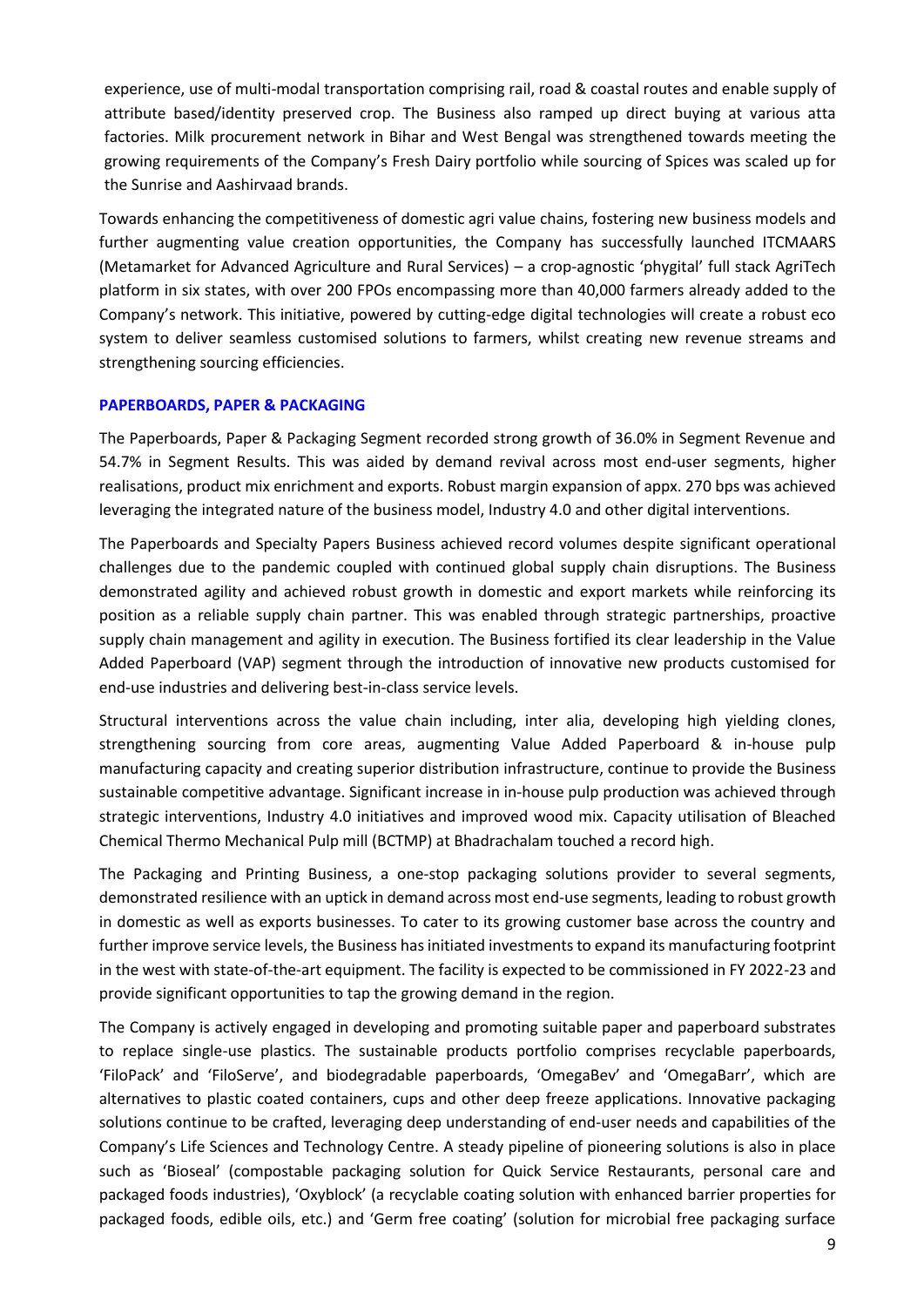experience, use of multi-modal transportation comprising rail, road & coastal routes and enable supply of attribute based/identity preserved crop. The Business also ramped up direct buying at various atta factories. Milk procurement network in Bihar and West Bengal was strengthened towards meeting the growing requirements of the Company's Fresh Dairy portfolio while sourcing of Spices was scaled up for the Sunrise and Aashirvaad brands.

Towards enhancing the competitiveness of domestic agri value chains, fostering new business models and further augmenting value creation opportunities, the Company has successfully launched ITCMAARS (Metamarket for Advanced Agriculture and Rural Services) – a crop-agnostic 'phygital' full stack AgriTech platform in six states, with over 200 FPOs encompassing more than 40,000 farmers already added to the Company's network. This initiative, powered by cutting-edge digital technologies will create a robust eco system to deliver seamless customised solutions to farmers, whilst creating new revenue streams and strengthening sourcing efficiencies.

### PAPERBOARDS, PAPER & PACKAGING

The Paperboards, Paper & Packaging Segment recorded strong growth of 36.0% in Segment Revenue and 54.7% in Segment Results. This was aided by demand revival across most end-user segments, higher realisations, product mix enrichment and exports. Robust margin expansion of appx. 270 bps was achieved leveraging the integrated nature of the business model, Industry 4.0 and other digital interventions.

The Paperboards and Specialty Papers Business achieved record volumes despite significant operational challenges due to the pandemic coupled with continued global supply chain disruptions. The Business demonstrated agility and achieved robust growth in domestic and export markets while reinforcing its position as a reliable supply chain partner. This was enabled through strategic partnerships, proactive supply chain management and agility in execution. The Business fortified its clear leadership in the Value Added Paperboard (VAP) segment through the introduction of innovative new products customised for end-use industries and delivering best-in-class service levels.

Structural interventions across the value chain including, inter alia, developing high yielding clones, strengthening sourcing from core areas, augmenting Value Added Paperboard & in-house pulp manufacturing capacity and creating superior distribution infrastructure, continue to provide the Business sustainable competitive advantage. Significant increase in in-house pulp production was achieved through strategic interventions, Industry 4.0 initiatives and improved wood mix. Capacity utilisation of Bleached Chemical Thermo Mechanical Pulp mill (BCTMP) at Bhadrachalam touched a record high.

The Packaging and Printing Business, a one-stop packaging solutions provider to several segments, demonstrated resilience with an uptick in demand across most end-use segments, leading to robust growth in domestic as well as exports businesses. To cater to its growing customer base across the country and further improve service levels, the Business has initiated investments to expand its manufacturing footprint in the west with state-of-the-art equipment. The facility is expected to be commissioned in FY 2022-23 and provide significant opportunities to tap the growing demand in the region.

The Company is actively engaged in developing and promoting suitable paper and paperboard substrates to replace single-use plastics. The sustainable products portfolio comprises recyclable paperboards, 'FiloPack' and 'FiloServe', and biodegradable paperboards, 'OmegaBev' and 'OmegaBarr', which are alternatives to plastic coated containers, cups and other deep freeze applications. Innovative packaging solutions continue to be crafted, leveraging deep understanding of end-user needs and capabilities of the Company's Life Sciences and Technology Centre. A steady pipeline of pioneering solutions is also in place such as 'Bioseal' (compostable packaging solution for Quick Service Restaurants, personal care and packaged foods industries), 'Oxyblock' (a recyclable coating solution with enhanced barrier properties for packaged foods, edible oils, etc.) and 'Germ free coating' (solution for microbial free packaging surface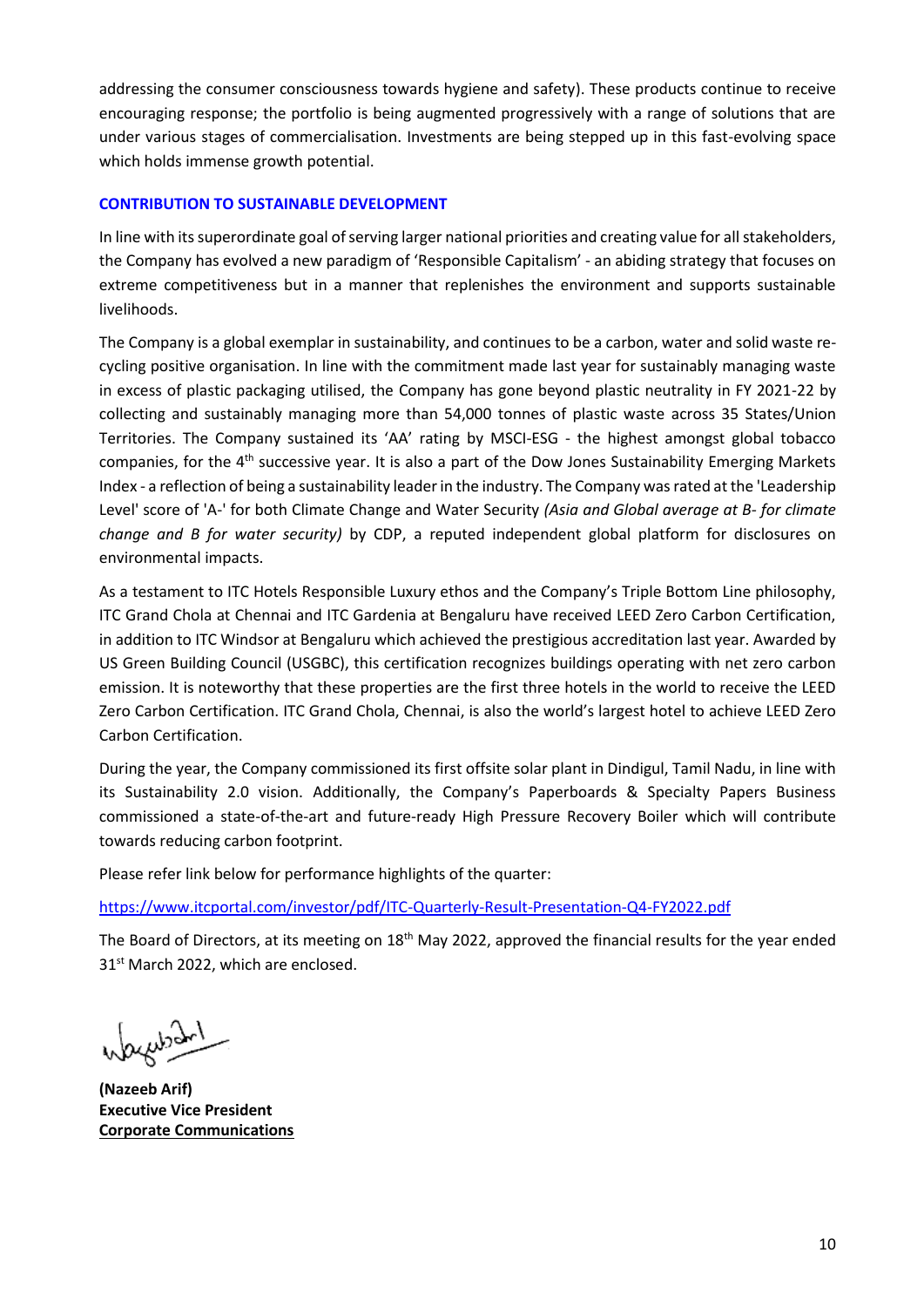addressing the consumer consciousness towards hygiene and safety). These products continue to receive encouraging response; the portfolio is being augmented progressively with a range of solutions that are under various stages of commercialisation. Investments are being stepped up in this fast-evolving space which holds immense growth potential.

## CONTRIBUTION TO SUSTAINABLE DEVELOPMENT

In line with its superordinate goal of serving larger national priorities and creating value for all stakeholders, the Company has evolved a new paradigm of 'Responsible Capitalism' - an abiding strategy that focuses on extreme competitiveness but in a manner that replenishes the environment and supports sustainable livelihoods.

The Company is a global exemplar in sustainability, and continues to be a carbon, water and solid waste re-cycling positive organisation. In line with the commitment made last year for sustainably managing waste in excess of plastic packaging utilised, the Company has gone beyond plastic neutrality in FY 2021-22 by collecting and sustainably managing more than 54,000 tonnes of plastic waste across 35 States/Union Territories. The Company sustained its 'AA' rating by MSCI-ESG - the highest amongst global tobacco companies, for the 4th successive year. It is also a part of the Dow Jones Sustainability Emerging Markets Index - a reflection of being a sustainability leader in the industry. The Company was rated at the 'Leadership Level' score of 'A-' for both Climate Change and Water Security *(Asia and Global average at B- for climate change and B for water security)* by CDP, a reputed independent global platform for disclosures on environmental impacts.

As a testament to ITC Hotels Responsible Luxury ethos and the Company's Triple Bottom Line philosophy, ITC Grand Chola at Chennai and ITC Gardenia at Bengaluru have received LEED Zero Carbon Certification, in addition to ITC Windsor at Bengaluru which achieved the prestigious accreditation last year. Awarded by US Green Building Council (USGBC), this certification recognizes buildings operating with net zero carbon emission. It is noteworthy that these properties are the first three hotels in the world to receive the LEED Zero Carbon Certification. ITC Grand Chola, Chennai, is also the world's largest hotel to achieve LEED Zero Carbon Certification.

During the year, the Company commissioned its first offsite solar plant in Dindigul, Tamil Nadu, in line with its Sustainability 2.0 vision. Additionally, the Company's Paperboards & Specialty Papers Business commissioned a state-of-the-art and future-ready High Pressure Recovery Boiler which will contribute towards reducing carbon footprint.

Please refer link below for performance highlights of the quarter:

https://www.itcportal.com/investor/pdf/ITC-Quarterly-Result-Presentation-Q4-FY2022.pdf

The Board of Directors, at its meeting on 18th May 2022, approved the financial results for the year ended 31st March 2022, which are enclosed.

**(Nazeeb Arif)**
**Executive Vice President**
**Corporate Communications**